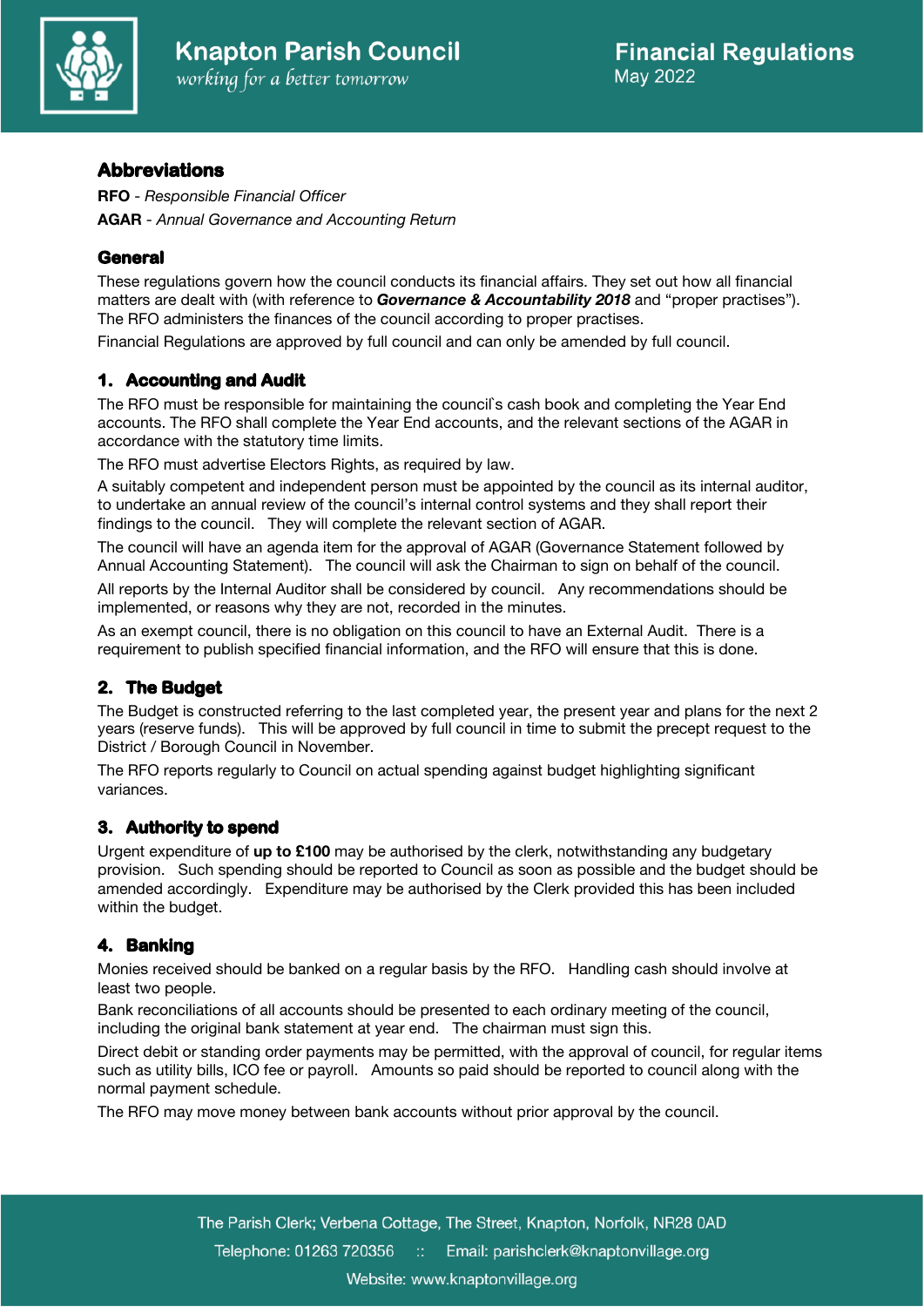# Knapton Parish Council

*working for a better tomorrow*

**Financial Regulations**
May 2022

## Abbreviations

**RFO** - *Responsible Financial Officer*

**AGAR** - *Annual Governance and Accounting Return*

## General

These regulations govern how the council conducts its financial affairs. They set out how all financial matters are dealt with (with reference to ***Governance & Accountability 2018*** and “proper practises”). The RFO administers the finances of the council according to proper practises.

Financial Regulations are approved by full council and can only be amended by full council.

## 1. Accounting and Audit

The RFO must be responsible for maintaining the council`s cash book and completing the Year End accounts. The RFO shall complete the Year End accounts, and the relevant sections of the AGAR in accordance with the statutory time limits.

The RFO must advertise Electors Rights, as required by law.

A suitably competent and independent person must be appointed by the council as its internal auditor, to undertake an annual review of the council’s internal control systems and they shall report their findings to the council. They will complete the relevant section of AGAR.

The council will have an agenda item for the approval of AGAR (Governance Statement followed by Annual Accounting Statement). The council will ask the Chairman to sign on behalf of the council.

All reports by the Internal Auditor shall be considered by council. Any recommendations should be implemented, or reasons why they are not, recorded in the minutes.

As an exempt council, there is no obligation on this council to have an External Audit. There is a requirement to publish specified financial information, and the RFO will ensure that this is done.

## 2. The Budget

The Budget is constructed referring to the last completed year, the present year and plans for the next 2 years (reserve funds). This will be approved by full council in time to submit the precept request to the District / Borough Council in November.

The RFO reports regularly to Council on actual spending against budget highlighting significant variances.

## 3. Authority to spend

Urgent expenditure of **up to £100** may be authorised by the clerk, notwithstanding any budgetary provision. Such spending should be reported to Council as soon as possible and the budget should be amended accordingly. Expenditure may be authorised by the Clerk provided this has been included within the budget.

## 4. Banking

Monies received should be banked on a regular basis by the RFO. Handling cash should involve at least two people.

Bank reconciliations of all accounts should be presented to each ordinary meeting of the council, including the original bank statement at year end. The chairman must sign this.

Direct debit or standing order payments may be permitted, with the approval of council, for regular items such as utility bills, ICO fee or payroll. Amounts so paid should be reported to council along with the normal payment schedule.

The RFO may move money between bank accounts without prior approval by the council.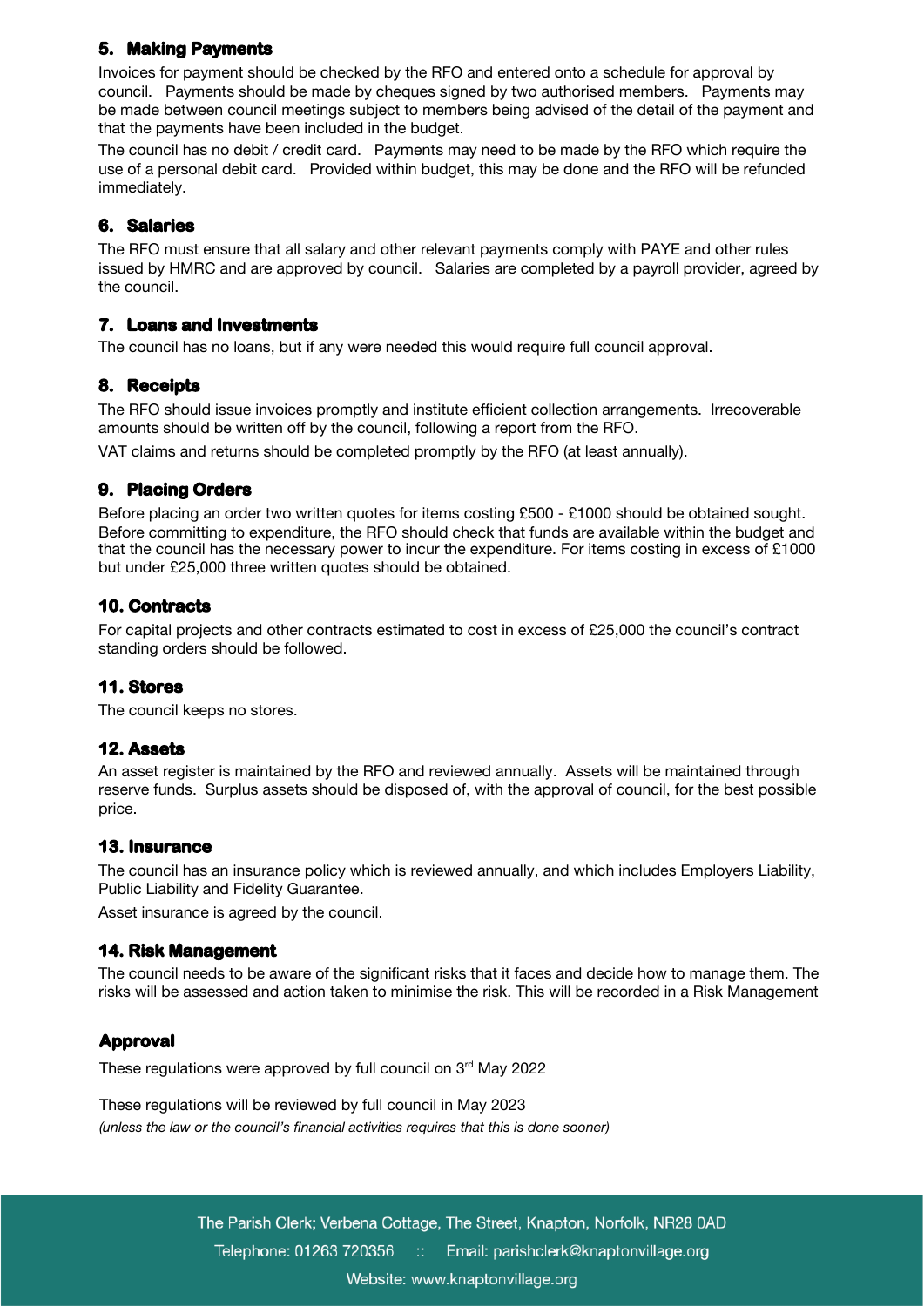## 5. Making Payments

Invoices for payment should be checked by the RFO and entered onto a schedule for approval by council. Payments should be made by cheques signed by two authorised members. Payments may be made between council meetings subject to members being advised of the detail of the payment and that the payments have been included in the budget.

The council has no debit / credit card. Payments may need to be made by the RFO which require the use of a personal debit card. Provided within budget, this may be done and the RFO will be refunded immediately.

## 6. Salaries

The RFO must ensure that all salary and other relevant payments comply with PAYE and other rules issued by HMRC and are approved by council. Salaries are completed by a payroll provider, agreed by the council.

## 7. Loans and Investments

The council has no loans, but if any were needed this would require full council approval.

## 8. Receipts

The RFO should issue invoices promptly and institute efficient collection arrangements. Irrecoverable amounts should be written off by the council, following a report from the RFO.

VAT claims and returns should be completed promptly by the RFO (at least annually).

## 9. Placing Orders

Before placing an order two written quotes for items costing £500 - £1000 should be obtained sought. Before committing to expenditure, the RFO should check that funds are available within the budget and that the council has the necessary power to incur the expenditure. For items costing in excess of £1000 but under £25,000 three written quotes should be obtained.

## 10. Contracts

For capital projects and other contracts estimated to cost in excess of £25,000 the council's contract standing orders should be followed.

## 11. Stores

The council keeps no stores.

## 12. Assets

An asset register is maintained by the RFO and reviewed annually. Assets will be maintained through reserve funds. Surplus assets should be disposed of, with the approval of council, for the best possible price.

## 13. Insurance

The council has an insurance policy which is reviewed annually, and which includes Employers Liability, Public Liability and Fidelity Guarantee.

Asset insurance is agreed by the council.

## 14. Risk Management

The council needs to be aware of the significant risks that it faces and decide how to manage them. The risks will be assessed and action taken to minimise the risk. This will be recorded in a Risk Management

## Approval

These regulations were approved by full council on 3rd May 2022

These regulations will be reviewed by full council in May 2023
*(unless the law or the council's financial activities requires that this is done sooner)*

The Parish Clerk; Verbena Cottage, The Street, Knapton, Norfolk, NR28 0AD
Telephone: 01263 720356 :: Email: parishclerk@knaptonvillage.org
Website: www.knaptonvillage.org